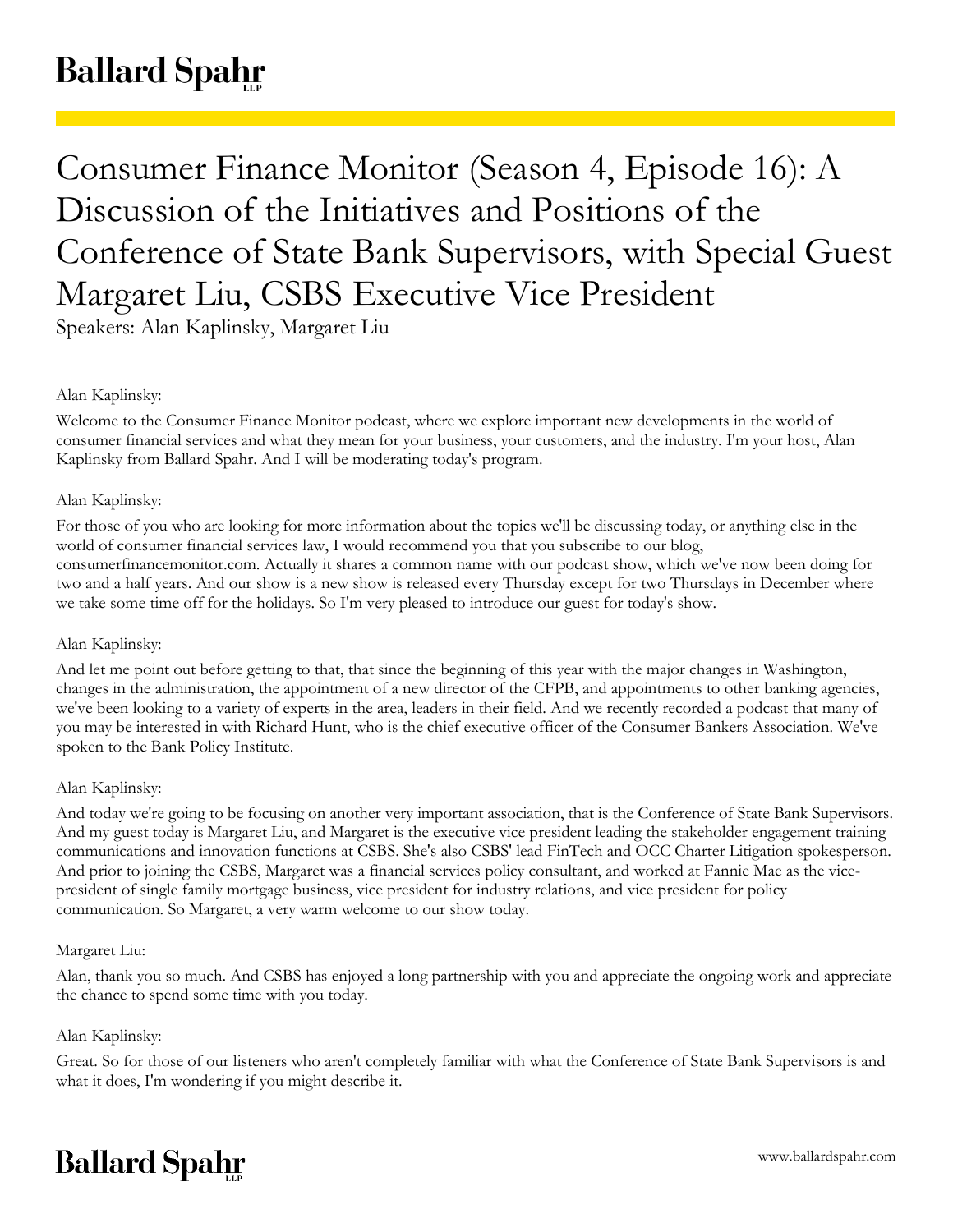# Consumer Finance Monitor (Season 4, Episode 16): A Discussion of the Initiatives and Positions of the Conference of State Bank Supervisors, with Special Guest Margaret Liu, CSBS Executive Vice President

Speakers: Alan Kaplinsky, Margaret Liu

Alan Kaplinsky:

Welcome to the Consumer Finance Monitor podcast, where we explore important new developments in the world of consumer financial services and what they mean for your business, your customers, and the industry. I'm your host, Alan Kaplinsky from Ballard Spahr. And I will be moderating today's program.

Alan Kaplinsky:

For those of you who are looking for more information about the topics we'll be discussing today, or anything else in the world of consumer financial services law, I would recommend you that you subscribe to our blog, consumerfinancemonitor.com. Actually it shares a common name with our podcast show, which we've now been doing for two and a half years. And our show is a new show is released every Thursday except for two Thursdays in December where we take some time off for the holidays. So I'm very pleased to introduce our guest for today's show.

Alan Kaplinsky:

And let me point out before getting to that, that since the beginning of this year with the major changes in Washington, changes in the administration, the appointment of a new director of the CFPB, and appointments to other banking agencies, we've been looking to a variety of experts in the area, leaders in their field. And we recently recorded a podcast that many of you may be interested in with Richard Hunt, who is the chief executive officer of the Consumer Bankers Association. We've spoken to the Bank Policy Institute.

Alan Kaplinsky:

And today we're going to be focusing on another very important association, that is the Conference of State Bank Supervisors. And my guest today is Margaret Liu, and Margaret is the executive vice president leading the stakeholder engagement training communications and innovation functions at CSBS. She's also CSBS' lead FinTech and OCC Charter Litigation spokesperson. And prior to joining the CSBS, Margaret was a financial services policy consultant, and worked at Fannie Mae as the vice-president of single family mortgage business, vice president for industry relations, and vice president for policy communication. So Margaret, a very warm welcome to our show today.

Margaret Liu:

Alan, thank you so much. And CSBS has enjoyed a long partnership with you and appreciate the ongoing work and appreciate the chance to spend some time with you today.

Alan Kaplinsky:

Great. So for those of our listeners who aren't completely familiar with what the Conference of State Bank Supervisors is and what it does, I'm wondering if you might describe it.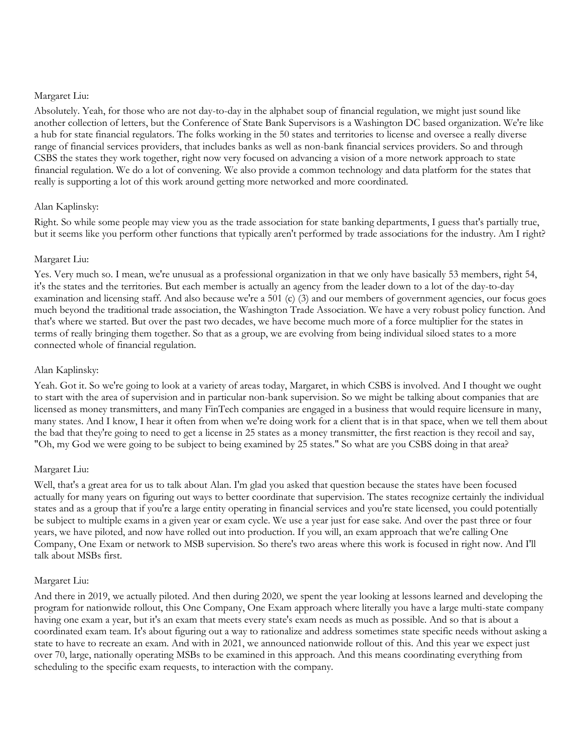Margaret Liu:

Absolutely. Yeah, for those who are not day-to-day in the alphabet soup of financial regulation, we might just sound like another collection of letters, but the Conference of State Bank Supervisors is a Washington DC based organization. We're like a hub for state financial regulators. The folks working in the 50 states and territories to license and oversee a really diverse range of financial services providers, that includes banks as well as non-bank financial services providers. So and through CSBS the states they work together, right now very focused on advancing a vision of a more network approach to state financial regulation. We do a lot of convening. We also provide a common technology and data platform for the states that really is supporting a lot of this work around getting more networked and more coordinated.

Alan Kaplinsky:

Right. So while some people may view you as the trade association for state banking departments, I guess that's partially true, but it seems like you perform other functions that typically aren't performed by trade associations for the industry. Am I right?

Margaret Liu:

Yes. Very much so. I mean, we're unusual as a professional organization in that we only have basically 53 members, right 54, it's the states and the territories. But each member is actually an agency from the leader down to a lot of the day-to-day examination and licensing staff. And also because we're a 501 (c) (3) and our members of government agencies, our focus goes much beyond the traditional trade association, the Washington Trade Association. We have a very robust policy function. And that's where we started. But over the past two decades, we have become much more of a force multiplier for the states in terms of really bringing them together. So that as a group, we are evolving from being individual siloed states to a more connected whole of financial regulation.

Alan Kaplinsky:

Yeah. Got it. So we're going to look at a variety of areas today, Margaret, in which CSBS is involved. And I thought we ought to start with the area of supervision and in particular non-bank supervision. So we might be talking about companies that are licensed as money transmitters, and many FinTech companies are engaged in a business that would require licensure in many, many states. And I know, I hear it often from when we're doing work for a client that is in that space, when we tell them about the bad that they're going to need to get a license in 25 states as a money transmitter, the first reaction is they recoil and say, "Oh, my God we were going to be subject to being examined by 25 states." So what are you CSBS doing in that area?

Margaret Liu:

Well, that's a great area for us to talk about Alan. I'm glad you asked that question because the states have been focused actually for many years on figuring out ways to better coordinate that supervision. The states recognize certainly the individual states and as a group that if you're a large entity operating in financial services and you're state licensed, you could potentially be subject to multiple exams in a given year or exam cycle. We use a year just for ease sake. And over the past three or four years, we have piloted, and now have rolled out into production. If you will, an exam approach that we're calling One Company, One Exam or network to MSB supervision. So there's two areas where this work is focused in right now. And I'll talk about MSBs first.

Margaret Liu:

And there in 2019, we actually piloted. And then during 2020, we spent the year looking at lessons learned and developing the program for nationwide rollout, this One Company, One Exam approach where literally you have a large multi-state company having one exam a year, but it's an exam that meets every state's exam needs as much as possible. And so that is about a coordinated exam team. It's about figuring out a way to rationalize and address sometimes state specific needs without asking a state to have to recreate an exam. And with in 2021, we announced nationwide rollout of this. And this year we expect just over 70, large, nationally operating MSBs to be examined in this approach. And this means coordinating everything from scheduling to the specific exam requests, to interaction with the company.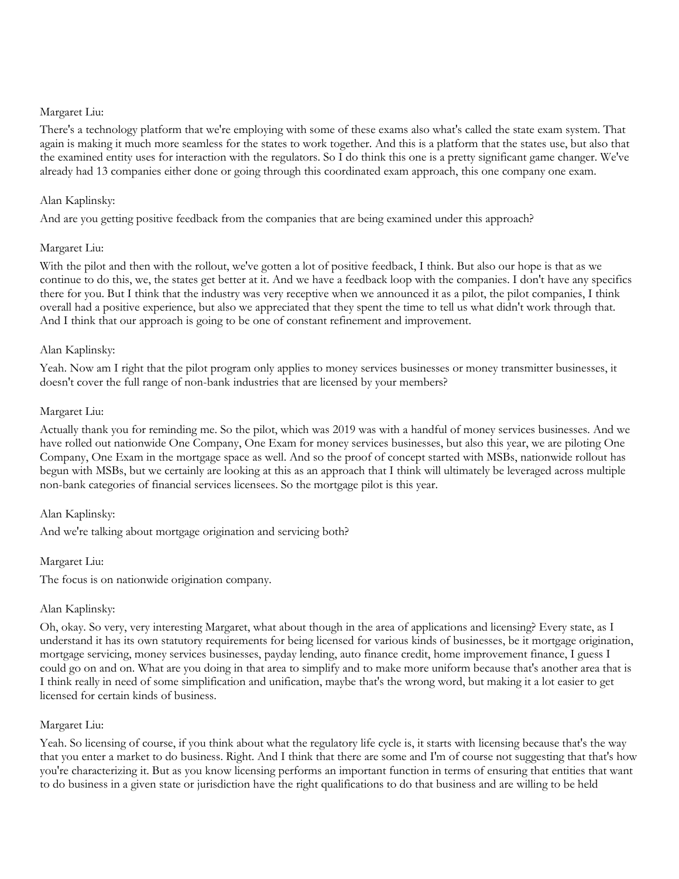Margaret Liu:

There's a technology platform that we're employing with some of these exams also what's called the state exam system. That again is making it much more seamless for the states to work together. And this is a platform that the states use, but also that the examined entity uses for interaction with the regulators. So I do think this one is a pretty significant game changer. We've already had 13 companies either done or going through this coordinated exam approach, this one company one exam.

Alan Kaplinsky:

And are you getting positive feedback from the companies that are being examined under this approach?

Margaret Liu:

With the pilot and then with the rollout, we've gotten a lot of positive feedback, I think. But also our hope is that as we continue to do this, we, the states get better at it. And we have a feedback loop with the companies. I don't have any specifics there for you. But I think that the industry was very receptive when we announced it as a pilot, the pilot companies, I think overall had a positive experience, but also we appreciated that they spent the time to tell us what didn't work through that. And I think that our approach is going to be one of constant refinement and improvement.

Alan Kaplinsky:

Yeah. Now am I right that the pilot program only applies to money services businesses or money transmitter businesses, it doesn't cover the full range of non-bank industries that are licensed by your members?

Margaret Liu:

Actually thank you for reminding me. So the pilot, which was 2019 was with a handful of money services businesses. And we have rolled out nationwide One Company, One Exam for money services businesses, but also this year, we are piloting One Company, One Exam in the mortgage space as well. And so the proof of concept started with MSBs, nationwide rollout has begun with MSBs, but we certainly are looking at this as an approach that I think will ultimately be leveraged across multiple non-bank categories of financial services licensees. So the mortgage pilot is this year.

Alan Kaplinsky:

And we're talking about mortgage origination and servicing both?

Margaret Liu:

The focus is on nationwide origination company.

Alan Kaplinsky:

Oh, okay. So very, very interesting Margaret, what about though in the area of applications and licensing? Every state, as I understand it has its own statutory requirements for being licensed for various kinds of businesses, be it mortgage origination, mortgage servicing, money services businesses, payday lending, auto finance credit, home improvement finance, I guess I could go on and on. What are you doing in that area to simplify and to make more uniform because that's another area that is I think really in need of some simplification and unification, maybe that's the wrong word, but making it a lot easier to get licensed for certain kinds of business.

Margaret Liu:

Yeah. So licensing of course, if you think about what the regulatory life cycle is, it starts with licensing because that's the way that you enter a market to do business. Right. And I think that there are some and I'm of course not suggesting that that's how you're characterizing it. But as you know licensing performs an important function in terms of ensuring that entities that want to do business in a given state or jurisdiction have the right qualifications to do that business and are willing to be held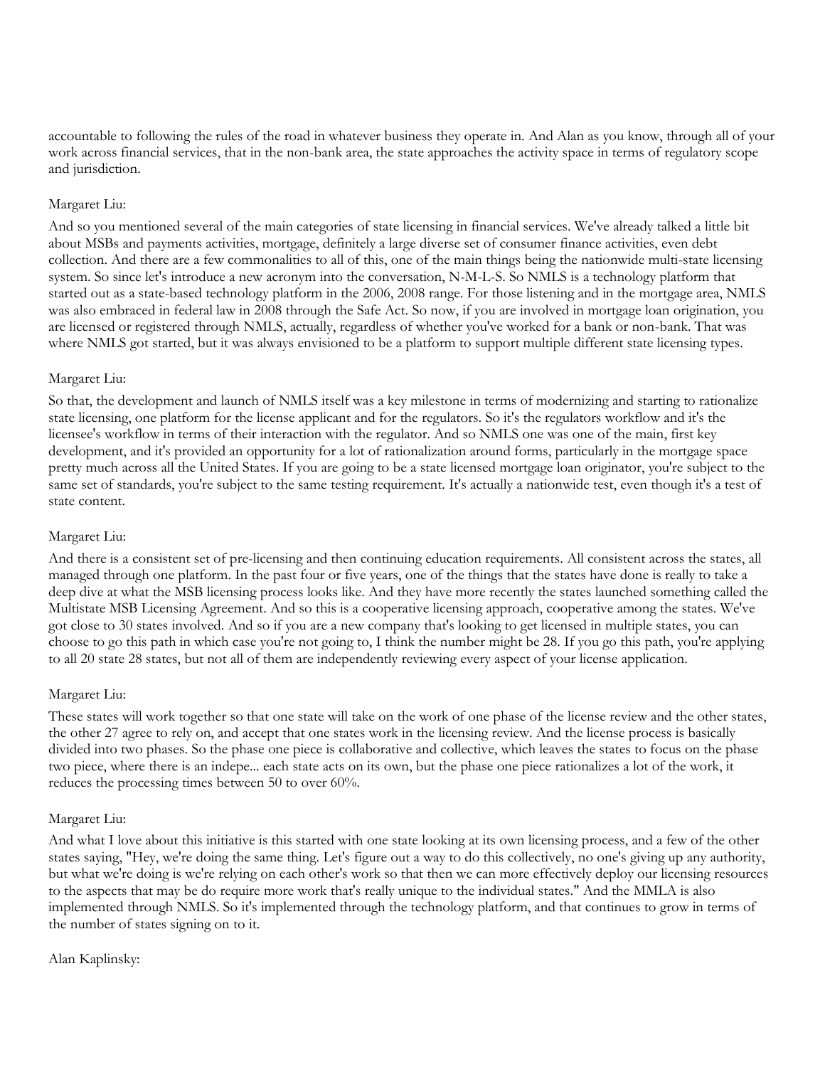accountable to following the rules of the road in whatever business they operate in. And Alan as you know, through all of your work across financial services, that in the non-bank area, the state approaches the activity space in terms of regulatory scope and jurisdiction.

Margaret Liu:

And so you mentioned several of the main categories of state licensing in financial services. We've already talked a little bit about MSBs and payments activities, mortgage, definitely a large diverse set of consumer finance activities, even debt collection. And there are a few commonalities to all of this, one of the main things being the nationwide multi-state licensing system. So since let's introduce a new acronym into the conversation, N-M-L-S. So NMLS is a technology platform that started out as a state-based technology platform in the 2006, 2008 range. For those listening and in the mortgage area, NMLS was also embraced in federal law in 2008 through the Safe Act. So now, if you are involved in mortgage loan origination, you are licensed or registered through NMLS, actually, regardless of whether you've worked for a bank or non-bank. That was where NMLS got started, but it was always envisioned to be a platform to support multiple different state licensing types.

Margaret Liu:

So that, the development and launch of NMLS itself was a key milestone in terms of modernizing and starting to rationalize state licensing, one platform for the license applicant and for the regulators. So it's the regulators workflow and it's the licensee's workflow in terms of their interaction with the regulator. And so NMLS one was one of the main, first key development, and it's provided an opportunity for a lot of rationalization around forms, particularly in the mortgage space pretty much across all the United States. If you are going to be a state licensed mortgage loan originator, you're subject to the same set of standards, you're subject to the same testing requirement. It's actually a nationwide test, even though it's a test of state content.

Margaret Liu:

And there is a consistent set of pre-licensing and then continuing education requirements. All consistent across the states, all managed through one platform. In the past four or five years, one of the things that the states have done is really to take a deep dive at what the MSB licensing process looks like. And they have more recently the states launched something called the Multistate MSB Licensing Agreement. And so this is a cooperative licensing approach, cooperative among the states. We've got close to 30 states involved. And so if you are a new company that's looking to get licensed in multiple states, you can choose to go this path in which case you're not going to, I think the number might be 28. If you go this path, you're applying to all 20 state 28 states, but not all of them are independently reviewing every aspect of your license application.

Margaret Liu:

These states will work together so that one state will take on the work of one phase of the license review and the other states, the other 27 agree to rely on, and accept that one states work in the licensing review. And the license process is basically divided into two phases. So the phase one piece is collaborative and collective, which leaves the states to focus on the phase two piece, where there is an indepe... each state acts on its own, but the phase one piece rationalizes a lot of the work, it reduces the processing times between 50 to over 60%.

Margaret Liu:

And what I love about this initiative is this started with one state looking at its own licensing process, and a few of the other states saying, "Hey, we're doing the same thing. Let's figure out a way to do this collectively, no one's giving up any authority, but what we're doing is we're relying on each other's work so that then we can more effectively deploy our licensing resources to the aspects that may be do require more work that's really unique to the individual states." And the MMLA is also implemented through NMLS. So it's implemented through the technology platform, and that continues to grow in terms of the number of states signing on to it.

Alan Kaplinsky: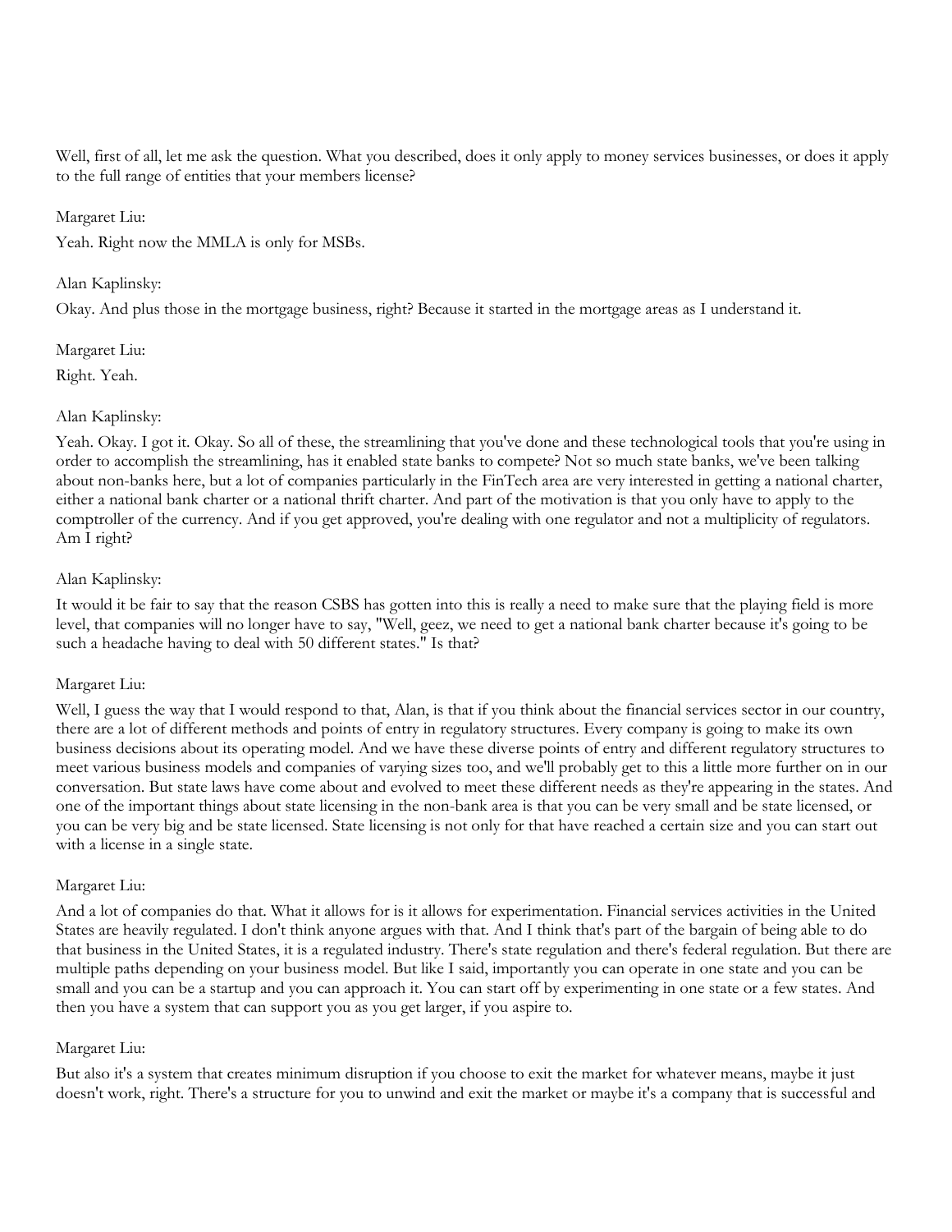Well, first of all, let me ask the question. What you described, does it only apply to money services businesses, or does it apply to the full range of entities that your members license?

Margaret Liu:

Yeah. Right now the MMLA is only for MSBs.

Alan Kaplinsky:

Okay. And plus those in the mortgage business, right? Because it started in the mortgage areas as I understand it.

Margaret Liu:

Right. Yeah.

Alan Kaplinsky:

Yeah. Okay. I got it. Okay. So all of these, the streamlining that you've done and these technological tools that you're using in order to accomplish the streamlining, has it enabled state banks to compete? Not so much state banks, we've been talking about non-banks here, but a lot of companies particularly in the FinTech area are very interested in getting a national charter, either a national bank charter or a national thrift charter. And part of the motivation is that you only have to apply to the comptroller of the currency. And if you get approved, you're dealing with one regulator and not a multiplicity of regulators. Am I right?

Alan Kaplinsky:

It would it be fair to say that the reason CSBS has gotten into this is really a need to make sure that the playing field is more level, that companies will no longer have to say, "Well, geez, we need to get a national bank charter because it's going to be such a headache having to deal with 50 different states." Is that?

Margaret Liu:

Well, I guess the way that I would respond to that, Alan, is that if you think about the financial services sector in our country, there are a lot of different methods and points of entry in regulatory structures. Every company is going to make its own business decisions about its operating model. And we have these diverse points of entry and different regulatory structures to meet various business models and companies of varying sizes too, and we'll probably get to this a little more further on in our conversation. But state laws have come about and evolved to meet these different needs as they're appearing in the states. And one of the important things about state licensing in the non-bank area is that you can be very small and be state licensed, or you can be very big and be state licensed. State licensing is not only for that have reached a certain size and you can start out with a license in a single state.

Margaret Liu:

And a lot of companies do that. What it allows for is it allows for experimentation. Financial services activities in the United States are heavily regulated. I don't think anyone argues with that. And I think that's part of the bargain of being able to do that business in the United States, it is a regulated industry. There's state regulation and there's federal regulation. But there are multiple paths depending on your business model. But like I said, importantly you can operate in one state and you can be small and you can be a startup and you can approach it. You can start off by experimenting in one state or a few states. And then you have a system that can support you as you get larger, if you aspire to.

Margaret Liu:

But also it's a system that creates minimum disruption if you choose to exit the market for whatever means, maybe it just doesn't work, right. There's a structure for you to unwind and exit the market or maybe it's a company that is successful and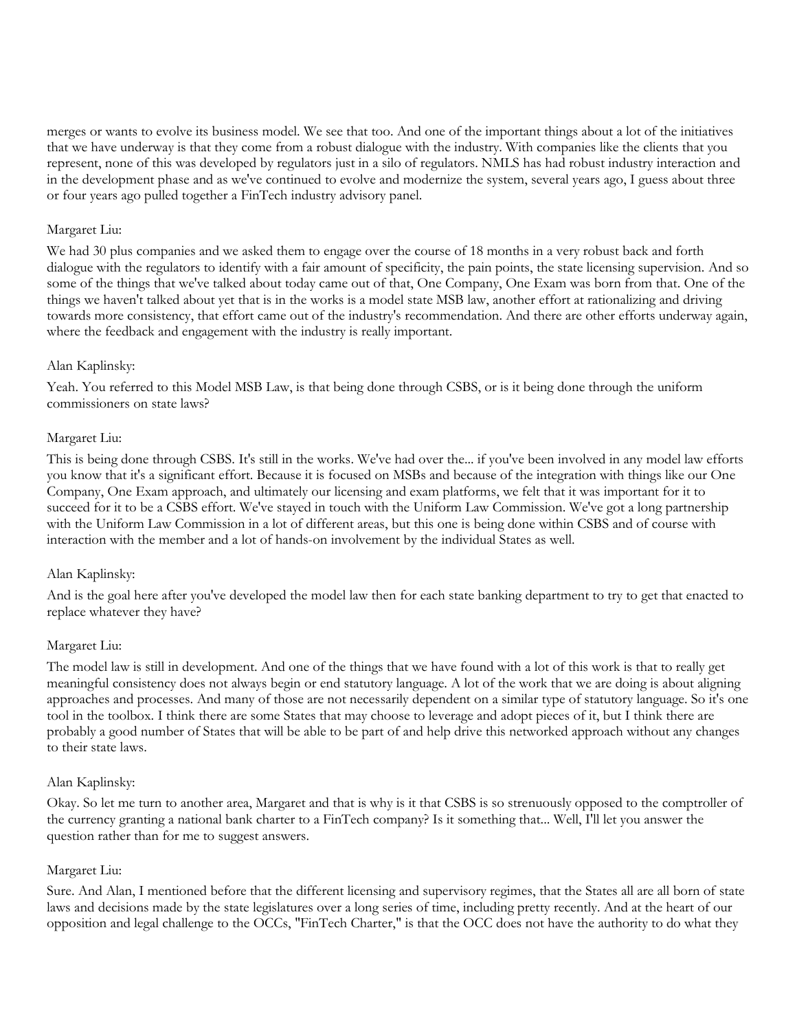merges or wants to evolve its business model. We see that too. And one of the important things about a lot of the initiatives that we have underway is that they come from a robust dialogue with the industry. With companies like the clients that you represent, none of this was developed by regulators just in a silo of regulators. NMLS has had robust industry interaction and in the development phase and as we've continued to evolve and modernize the system, several years ago, I guess about three or four years ago pulled together a FinTech industry advisory panel.

Margaret Liu:

We had 30 plus companies and we asked them to engage over the course of 18 months in a very robust back and forth dialogue with the regulators to identify with a fair amount of specificity, the pain points, the state licensing supervision. And so some of the things that we've talked about today came out of that, One Company, One Exam was born from that. One of the things we haven't talked about yet that is in the works is a model state MSB law, another effort at rationalizing and driving towards more consistency, that effort came out of the industry's recommendation. And there are other efforts underway again, where the feedback and engagement with the industry is really important.

Alan Kaplinsky:

Yeah. You referred to this Model MSB Law, is that being done through CSBS, or is it being done through the uniform commissioners on state laws?

Margaret Liu:

This is being done through CSBS. It's still in the works. We've had over the... if you've been involved in any model law efforts you know that it's a significant effort. Because it is focused on MSBs and because of the integration with things like our One Company, One Exam approach, and ultimately our licensing and exam platforms, we felt that it was important for it to succeed for it to be a CSBS effort. We've stayed in touch with the Uniform Law Commission. We've got a long partnership with the Uniform Law Commission in a lot of different areas, but this one is being done within CSBS and of course with interaction with the member and a lot of hands-on involvement by the individual States as well.

Alan Kaplinsky:

And is the goal here after you've developed the model law then for each state banking department to try to get that enacted to replace whatever they have?

Margaret Liu:

The model law is still in development. And one of the things that we have found with a lot of this work is that to really get meaningful consistency does not always begin or end statutory language. A lot of the work that we are doing is about aligning approaches and processes. And many of those are not necessarily dependent on a similar type of statutory language. So it's one tool in the toolbox. I think there are some States that may choose to leverage and adopt pieces of it, but I think there are probably a good number of States that will be able to be part of and help drive this networked approach without any changes to their state laws.

Alan Kaplinsky:

Okay. So let me turn to another area, Margaret and that is why is it that CSBS is so strenuously opposed to the comptroller of the currency granting a national bank charter to a FinTech company? Is it something that... Well, I'll let you answer the question rather than for me to suggest answers.

Margaret Liu:

Sure. And Alan, I mentioned before that the different licensing and supervisory regimes, that the States all are all born of state laws and decisions made by the state legislatures over a long series of time, including pretty recently. And at the heart of our opposition and legal challenge to the OCCs, "FinTech Charter," is that the OCC does not have the authority to do what they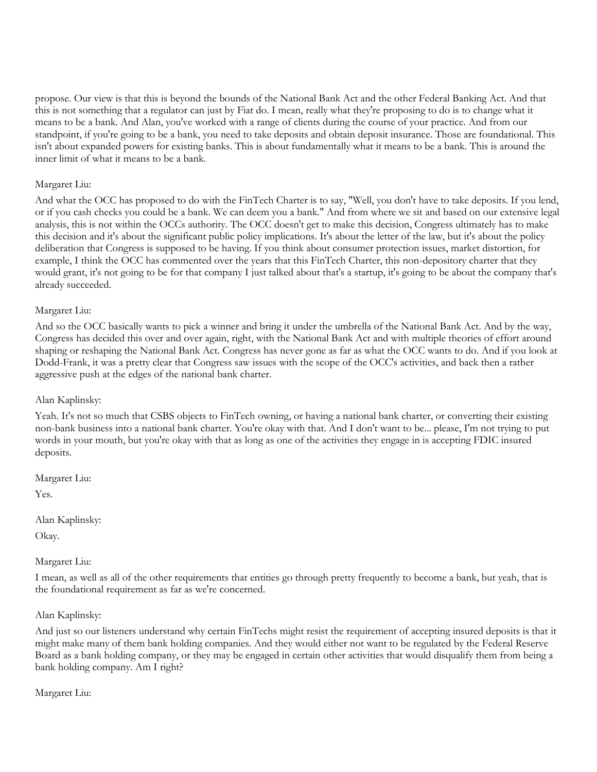propose. Our view is that this is beyond the bounds of the National Bank Act and the other Federal Banking Act. And that this is not something that a regulator can just by Fiat do. I mean, really what they're proposing to do is to change what it means to be a bank. And Alan, you've worked with a range of clients during the course of your practice. And from our standpoint, if you're going to be a bank, you need to take deposits and obtain deposit insurance. Those are foundational. This isn't about expanded powers for existing banks. This is about fundamentally what it means to be a bank. This is around the inner limit of what it means to be a bank.

Margaret Liu:

And what the OCC has proposed to do with the FinTech Charter is to say, "Well, you don't have to take deposits. If you lend, or if you cash checks you could be a bank. We can deem you a bank." And from where we sit and based on our extensive legal analysis, this is not within the OCCs authority. The OCC doesn't get to make this decision, Congress ultimately has to make this decision and it's about the significant public policy implications. It's about the letter of the law, but it's about the policy deliberation that Congress is supposed to be having. If you think about consumer protection issues, market distortion, for example, I think the OCC has commented over the years that this FinTech Charter, this non-depository charter that they would grant, it's not going to be for that company I just talked about that's a startup, it's going to be about the company that's already succeeded.

Margaret Liu:

And so the OCC basically wants to pick a winner and bring it under the umbrella of the National Bank Act. And by the way, Congress has decided this over and over again, right, with the National Bank Act and with multiple theories of effort around shaping or reshaping the National Bank Act. Congress has never gone as far as what the OCC wants to do. And if you look at Dodd-Frank, it was a pretty clear that Congress saw issues with the scope of the OCC's activities, and back then a rather aggressive push at the edges of the national bank charter.

Alan Kaplinsky:

Yeah. It's not so much that CSBS objects to FinTech owning, or having a national bank charter, or converting their existing non-bank business into a national bank charter. You're okay with that. And I don't want to be... please, I'm not trying to put words in your mouth, but you're okay with that as long as one of the activities they engage in is accepting FDIC insured deposits.

Margaret Liu:

Yes.

Alan Kaplinsky:

Okay.

Margaret Liu:

I mean, as well as all of the other requirements that entities go through pretty frequently to become a bank, but yeah, that is the foundational requirement as far as we're concerned.

Alan Kaplinsky:

And just so our listeners understand why certain FinTechs might resist the requirement of accepting insured deposits is that it might make many of them bank holding companies. And they would either not want to be regulated by the Federal Reserve Board as a bank holding company, or they may be engaged in certain other activities that would disqualify them from being a bank holding company. Am I right?

Margaret Liu: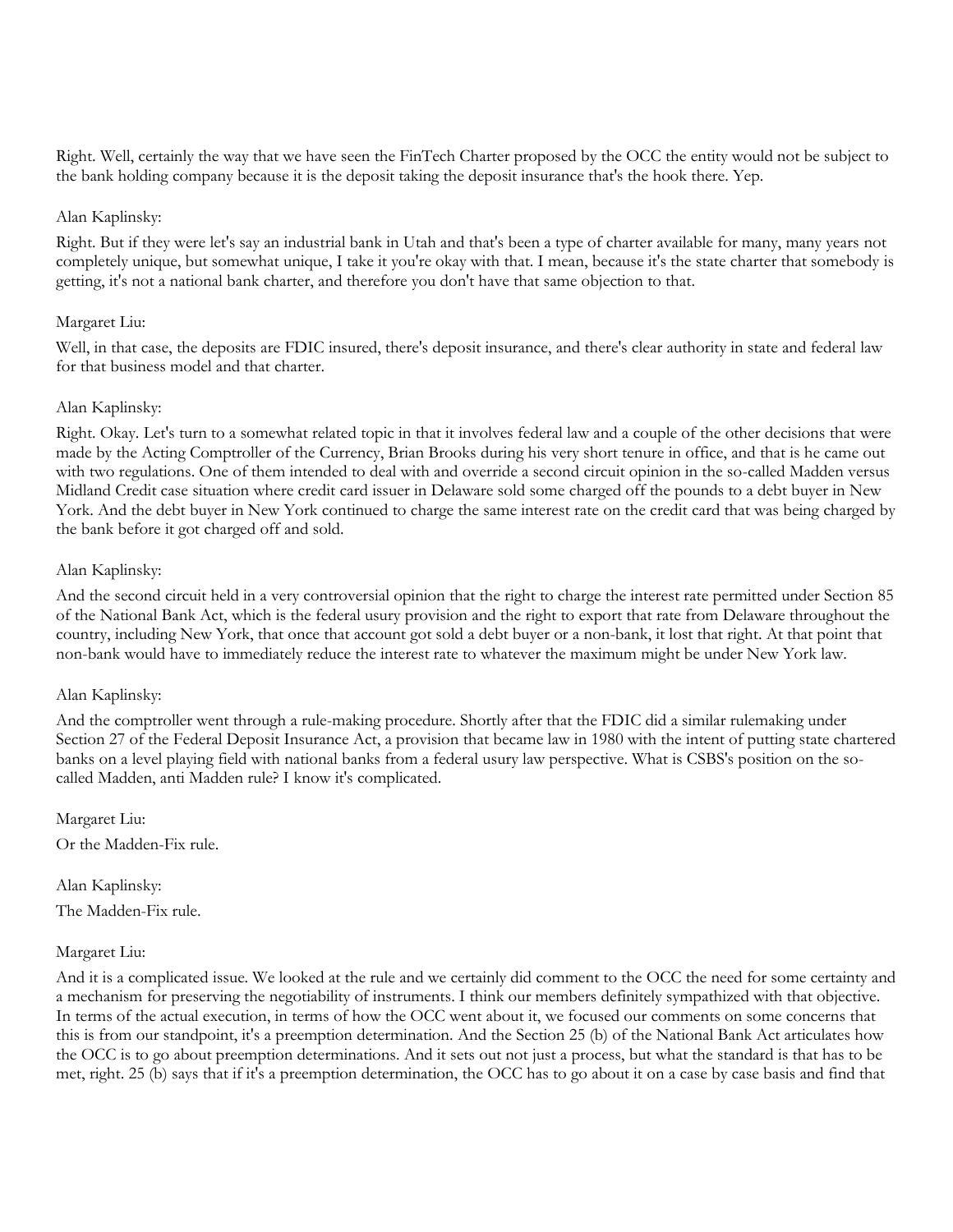Right. Well, certainly the way that we have seen the FinTech Charter proposed by the OCC the entity would not be subject to the bank holding company because it is the deposit taking the deposit insurance that's the hook there. Yep.

Alan Kaplinsky:

Right. But if they were let's say an industrial bank in Utah and that's been a type of charter available for many, many years not completely unique, but somewhat unique, I take it you're okay with that. I mean, because it's the state charter that somebody is getting, it's not a national bank charter, and therefore you don't have that same objection to that.

Margaret Liu:

Well, in that case, the deposits are FDIC insured, there's deposit insurance, and there's clear authority in state and federal law for that business model and that charter.

Alan Kaplinsky:

Right. Okay. Let's turn to a somewhat related topic in that it involves federal law and a couple of the other decisions that were made by the Acting Comptroller of the Currency, Brian Brooks during his very short tenure in office, and that is he came out with two regulations. One of them intended to deal with and override a second circuit opinion in the so-called Madden versus Midland Credit case situation where credit card issuer in Delaware sold some charged off the pounds to a debt buyer in New York. And the debt buyer in New York continued to charge the same interest rate on the credit card that was being charged by the bank before it got charged off and sold.

Alan Kaplinsky:

And the second circuit held in a very controversial opinion that the right to charge the interest rate permitted under Section 85 of the National Bank Act, which is the federal usury provision and the right to export that rate from Delaware throughout the country, including New York, that once that account got sold a debt buyer or a non-bank, it lost that right. At that point that non-bank would have to immediately reduce the interest rate to whatever the maximum might be under New York law.

Alan Kaplinsky:

And the comptroller went through a rule-making procedure. Shortly after that the FDIC did a similar rulemaking under Section 27 of the Federal Deposit Insurance Act, a provision that became law in 1980 with the intent of putting state chartered banks on a level playing field with national banks from a federal usury law perspective. What is CSBS's position on the so-called Madden, anti Madden rule? I know it's complicated.

Margaret Liu:

Or the Madden-Fix rule.

Alan Kaplinsky:

The Madden-Fix rule.

Margaret Liu:

And it is a complicated issue. We looked at the rule and we certainly did comment to the OCC the need for some certainty and a mechanism for preserving the negotiability of instruments. I think our members definitely sympathized with that objective. In terms of the actual execution, in terms of how the OCC went about it, we focused our comments on some concerns that this is from our standpoint, it's a preemption determination. And the Section 25 (b) of the National Bank Act articulates how the OCC is to go about preemption determinations. And it sets out not just a process, but what the standard is that has to be met, right. 25 (b) says that if it's a preemption determination, the OCC has to go about it on a case by case basis and find that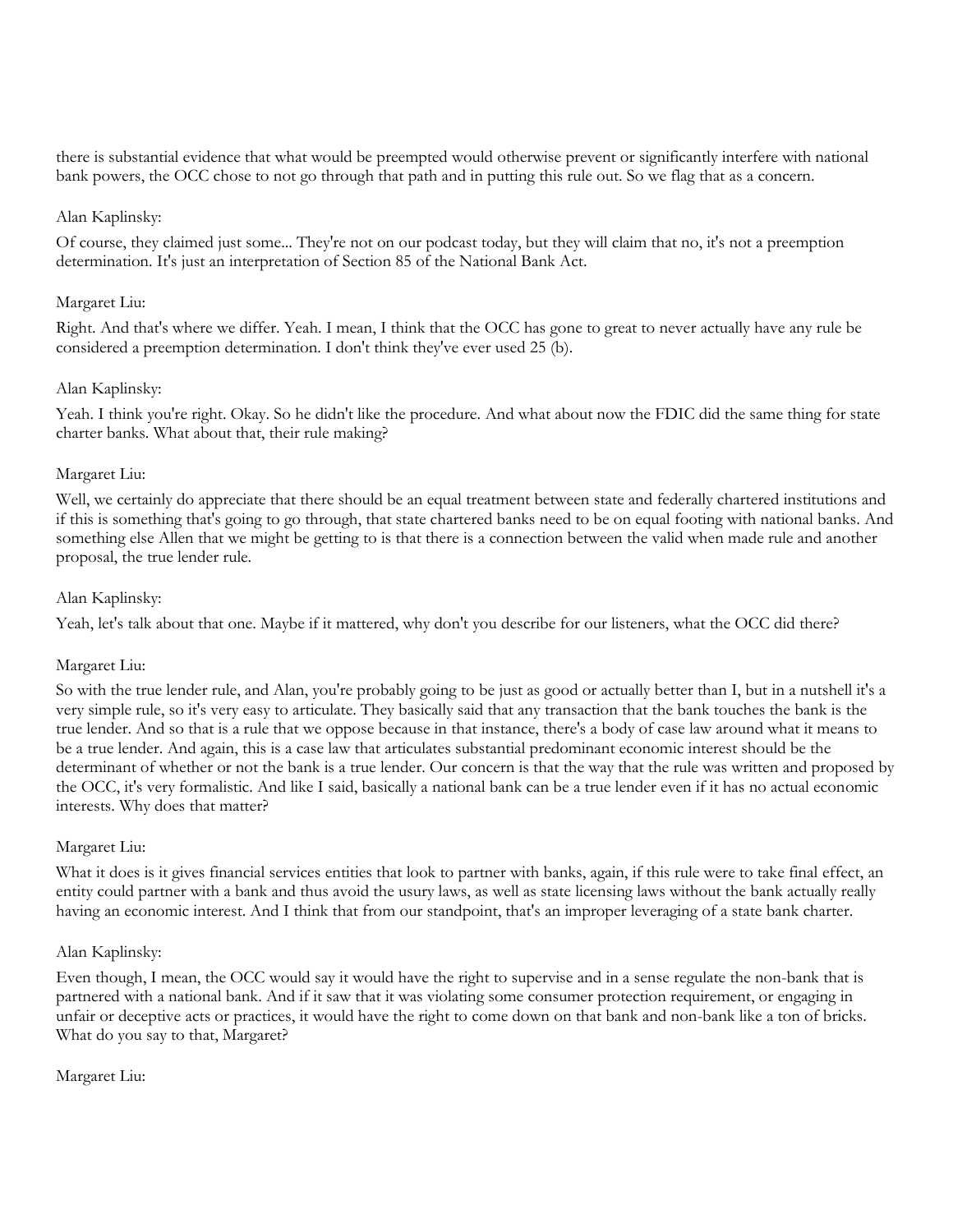there is substantial evidence that what would be preempted would otherwise prevent or significantly interfere with national bank powers, the OCC chose to not go through that path and in putting this rule out. So we flag that as a concern.

Alan Kaplinsky:

Of course, they claimed just some... They're not on our podcast today, but they will claim that no, it's not a preemption determination. It's just an interpretation of Section 85 of the National Bank Act.

Margaret Liu:

Right. And that's where we differ. Yeah. I mean, I think that the OCC has gone to great to never actually have any rule be considered a preemption determination. I don't think they've ever used 25 (b).

Alan Kaplinsky:

Yeah. I think you're right. Okay. So he didn't like the procedure. And what about now the FDIC did the same thing for state charter banks. What about that, their rule making?

Margaret Liu:

Well, we certainly do appreciate that there should be an equal treatment between state and federally chartered institutions and if this is something that's going to go through, that state chartered banks need to be on equal footing with national banks. And something else Allen that we might be getting to is that there is a connection between the valid when made rule and another proposal, the true lender rule.

Alan Kaplinsky:

Yeah, let's talk about that one. Maybe if it mattered, why don't you describe for our listeners, what the OCC did there?

Margaret Liu:

So with the true lender rule, and Alan, you're probably going to be just as good or actually better than I, but in a nutshell it's a very simple rule, so it's very easy to articulate. They basically said that any transaction that the bank touches the bank is the true lender. And so that is a rule that we oppose because in that instance, there's a body of case law around what it means to be a true lender. And again, this is a case law that articulates substantial predominant economic interest should be the determinant of whether or not the bank is a true lender. Our concern is that the way that the rule was written and proposed by the OCC, it's very formalistic. And like I said, basically a national bank can be a true lender even if it has no actual economic interests. Why does that matter?

Margaret Liu:

What it does is it gives financial services entities that look to partner with banks, again, if this rule were to take final effect, an entity could partner with a bank and thus avoid the usury laws, as well as state licensing laws without the bank actually really having an economic interest. And I think that from our standpoint, that's an improper leveraging of a state bank charter.

Alan Kaplinsky:

Even though, I mean, the OCC would say it would have the right to supervise and in a sense regulate the non-bank that is partnered with a national bank. And if it saw that it was violating some consumer protection requirement, or engaging in unfair or deceptive acts or practices, it would have the right to come down on that bank and non-bank like a ton of bricks. What do you say to that, Margaret?

Margaret Liu: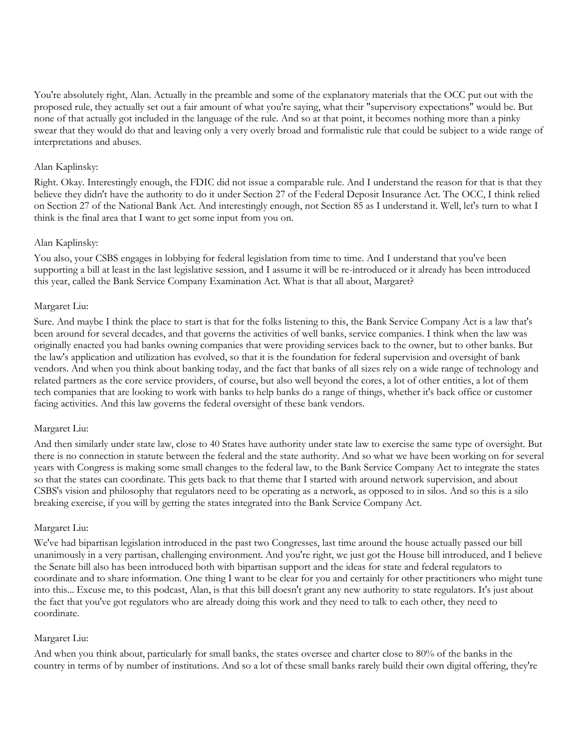You're absolutely right, Alan. Actually in the preamble and some of the explanatory materials that the OCC put out with the proposed rule, they actually set out a fair amount of what you're saying, what their "supervisory expectations" would be. But none of that actually got included in the language of the rule. And so at that point, it becomes nothing more than a pinky swear that they would do that and leaving only a very overly broad and formalistic rule that could be subject to a wide range of interpretations and abuses.

Alan Kaplinsky:

Right. Okay. Interestingly enough, the FDIC did not issue a comparable rule. And I understand the reason for that is that they believe they didn't have the authority to do it under Section 27 of the Federal Deposit Insurance Act. The OCC, I think relied on Section 27 of the National Bank Act. And interestingly enough, not Section 85 as I understand it. Well, let's turn to what I think is the final area that I want to get some input from you on.

Alan Kaplinsky:

You also, your CSBS engages in lobbying for federal legislation from time to time. And I understand that you've been supporting a bill at least in the last legislative session, and I assume it will be re-introduced or it already has been introduced this year, called the Bank Service Company Examination Act. What is that all about, Margaret?

Margaret Liu:

Sure. And maybe I think the place to start is that for the folks listening to this, the Bank Service Company Act is a law that's been around for several decades, and that governs the activities of well banks, service companies. I think when the law was originally enacted you had banks owning companies that were providing services back to the owner, but to other banks. But the law's application and utilization has evolved, so that it is the foundation for federal supervision and oversight of bank vendors. And when you think about banking today, and the fact that banks of all sizes rely on a wide range of technology and related partners as the core service providers, of course, but also well beyond the cores, a lot of other entities, a lot of them tech companies that are looking to work with banks to help banks do a range of things, whether it's back office or customer facing activities. And this law governs the federal oversight of these bank vendors.

Margaret Liu:

And then similarly under state law, close to 40 States have authority under state law to exercise the same type of oversight. But there is no connection in statute between the federal and the state authority. And so what we have been working on for several years with Congress is making some small changes to the federal law, to the Bank Service Company Act to integrate the states so that the states can coordinate. This gets back to that theme that I started with around network supervision, and about CSBS's vision and philosophy that regulators need to be operating as a network, as opposed to in silos. And so this is a silo breaking exercise, if you will by getting the states integrated into the Bank Service Company Act.

Margaret Liu:

We've had bipartisan legislation introduced in the past two Congresses, last time around the house actually passed our bill unanimously in a very partisan, challenging environment. And you're right, we just got the House bill introduced, and I believe the Senate bill also has been introduced both with bipartisan support and the ideas for state and federal regulators to coordinate and to share information. One thing I want to be clear for you and certainly for other practitioners who might tune into this... Excuse me, to this podcast, Alan, is that this bill doesn't grant any new authority to state regulators. It's just about the fact that you've got regulators who are already doing this work and they need to talk to each other, they need to coordinate.

Margaret Liu:

And when you think about, particularly for small banks, the states oversee and charter close to 80% of the banks in the country in terms of by number of institutions. And so a lot of these small banks rarely build their own digital offering, they're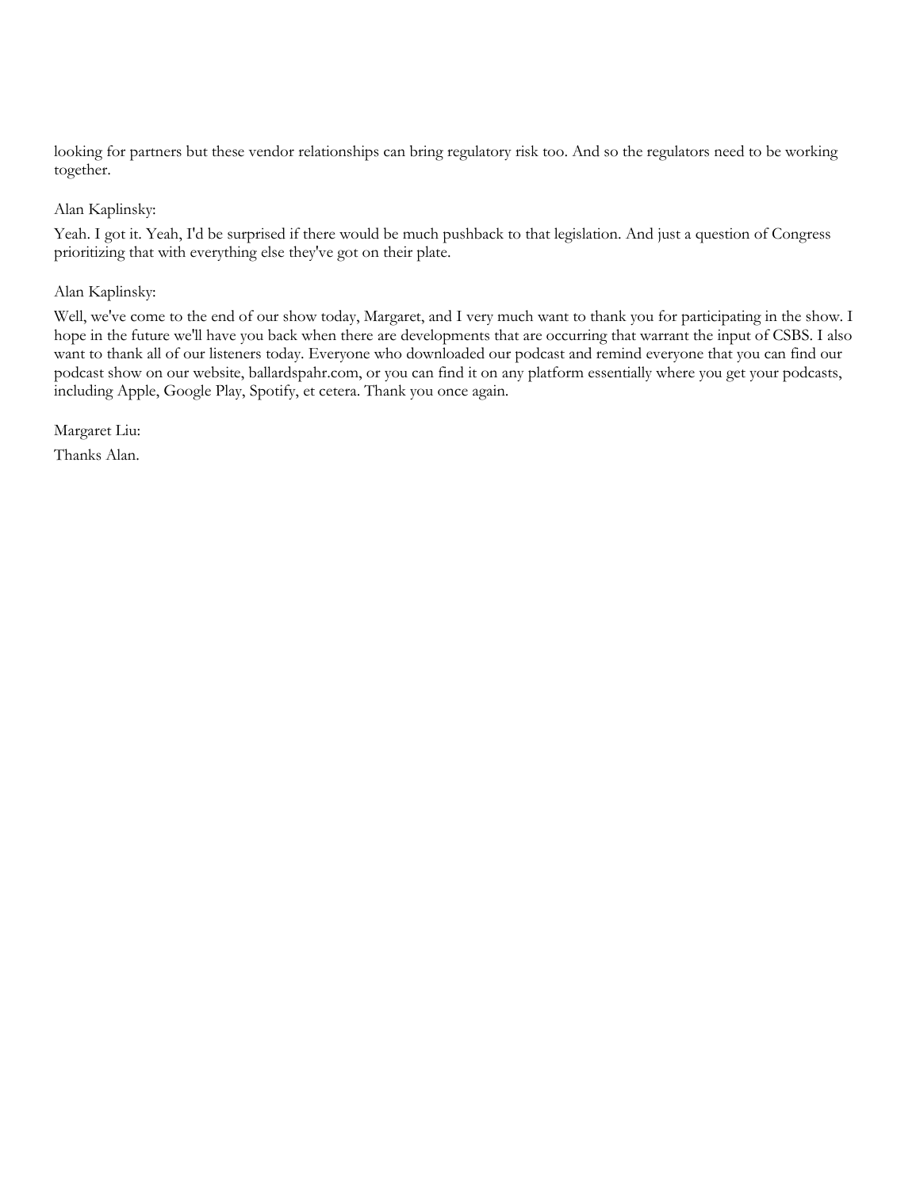looking for partners but these vendor relationships can bring regulatory risk too. And so the regulators need to be working together.

Alan Kaplinsky:

Yeah. I got it. Yeah, I'd be surprised if there would be much pushback to that legislation. And just a question of Congress prioritizing that with everything else they've got on their plate.

Alan Kaplinsky:

Well, we've come to the end of our show today, Margaret, and I very much want to thank you for participating in the show. I hope in the future we'll have you back when there are developments that are occurring that warrant the input of CSBS. I also want to thank all of our listeners today. Everyone who downloaded our podcast and remind everyone that you can find our podcast show on our website, ballardspahr.com, or you can find it on any platform essentially where you get your podcasts, including Apple, Google Play, Spotify, et cetera. Thank you once again.

Margaret Liu:

Thanks Alan.